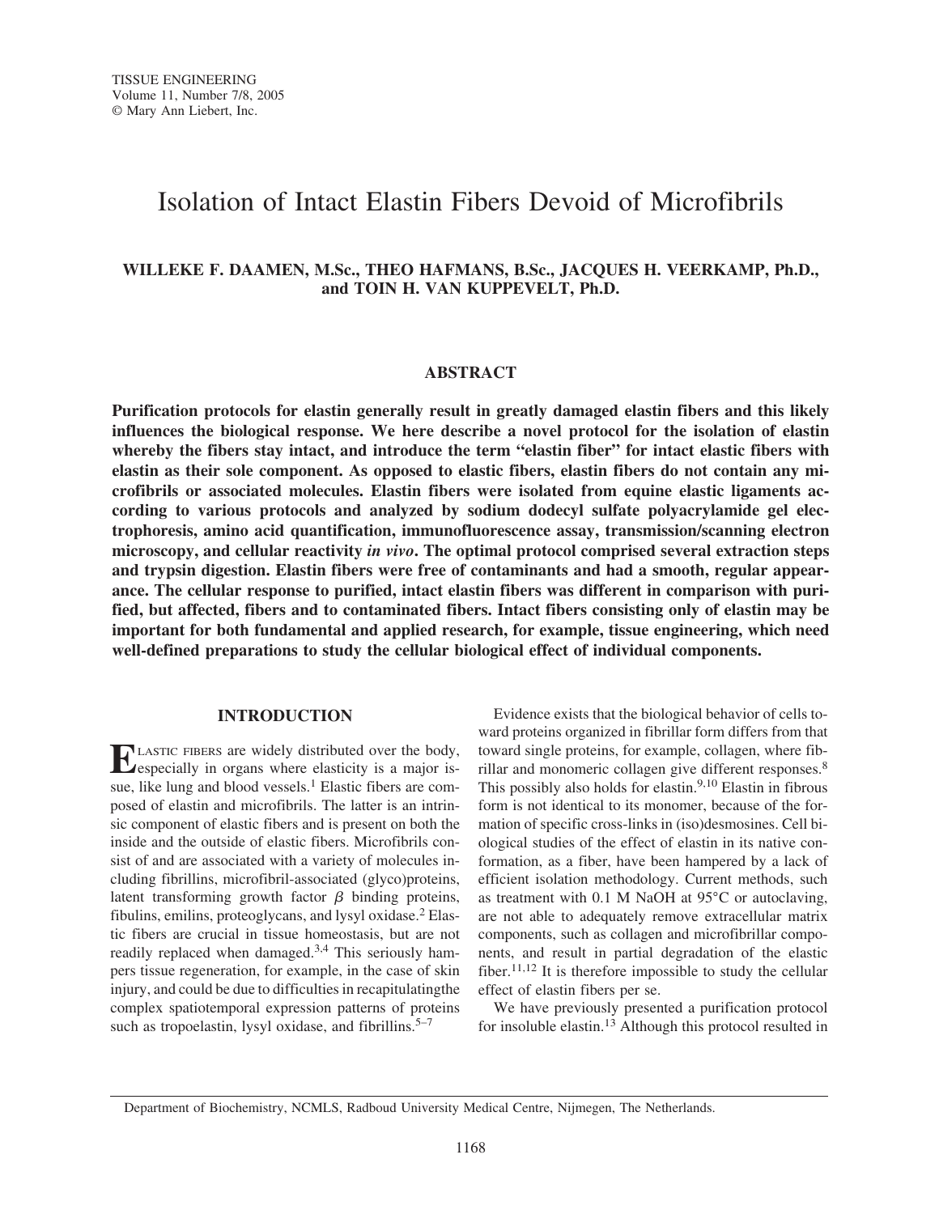# Isolation of Intact Elastin Fibers Devoid of Microfibrils

**WILLEKE F. DAAMEN, M.Sc., THEO HAFMANS, B.Sc., JACQUES H. VEERKAMP, Ph.D., and TOIN H. VAN KUPPEVELT, Ph.D.**

## ABSTRACT

**Purification protocols for elastin generally result in greatly damaged elastin fibers and this likely influences the biological response. We here describe a novel protocol for the isolation of elastin whereby the fibers stay intact, and introduce the term "elastin fiber" for intact elastic fibers with elastin as their sole component. As opposed to elastic fibers, elastin fibers do not contain any microfibrils or associated molecules. Elastin fibers were isolated from equine elastic ligaments according to various protocols and analyzed by sodium dodecyl sulfate polyacrylamide gel electrophoresis, amino acid quantification, immunofluorescence assay, transmission/scanning electron microscopy, and cellular reactivity *in vivo*. The optimal protocol comprised several extraction steps and trypsin digestion. Elastin fibers were free of contaminants and had a smooth, regular appearance. The cellular response to purified, intact elastin fibers was different in comparison with purified, but affected, fibers and to contaminated fibers. Intact fibers consisting only of elastin may be important for both fundamental and applied research, for example, tissue engineering, which need well-defined preparations to study the cellular biological effect of individual components.**

## INTRODUCTION

Elastic fibers are widely distributed over the body, especially in organs where elasticity is a major issue, like lung and blood vessels.[1] Elastic fibers are composed of elastin and microfibrils. The latter is an intrinsic component of elastic fibers and is present on both the inside and the outside of elastic fibers. Microfibrils consist of and are associated with a variety of molecules including fibrillins, microfibril-associated (glyco)proteins, latent transforming growth factor $\beta$ binding proteins, fibulins, emilins, proteoglycans, and lysyl oxidase.[2] Elastic fibers are crucial in tissue homeostasis, but are not readily replaced when damaged.[3,4] This seriously hampers tissue regeneration, for example, in the case of skin injury, and could be due to difficulties in recapitulatingthe complex spatiotemporal expression patterns of proteins such as tropoelastin, lysyl oxidase, and fibrillins.[5–7]

Evidence exists that the biological behavior of cells toward proteins organized in fibrillar form differs from that toward single proteins, for example, collagen, where fibrillar and monomeric collagen give different responses.[8] This possibly also holds for elastin.[9,10] Elastin in fibrous form is not identical to its monomer, because of the formation of specific cross-links in (iso)desmosines. Cell biological studies of the effect of elastin in its native conformation, as a fiber, have been hampered by a lack of efficient isolation methodology. Current methods, such as treatment with 0.1 M NaOH at 95°C or autoclaving, are not able to adequately remove extracellular matrix components, such as collagen and microfibrillar components, and result in partial degradation of the elastic fiber.[11,12] It is therefore impossible to study the cellular effect of elastin fibers per se.

We have previously presented a purification protocol for insoluble elastin.[13] Although this protocol resulted in

Department of Biochemistry, NCMLS, Radboud University Medical Centre, Nijmegen, The Netherlands.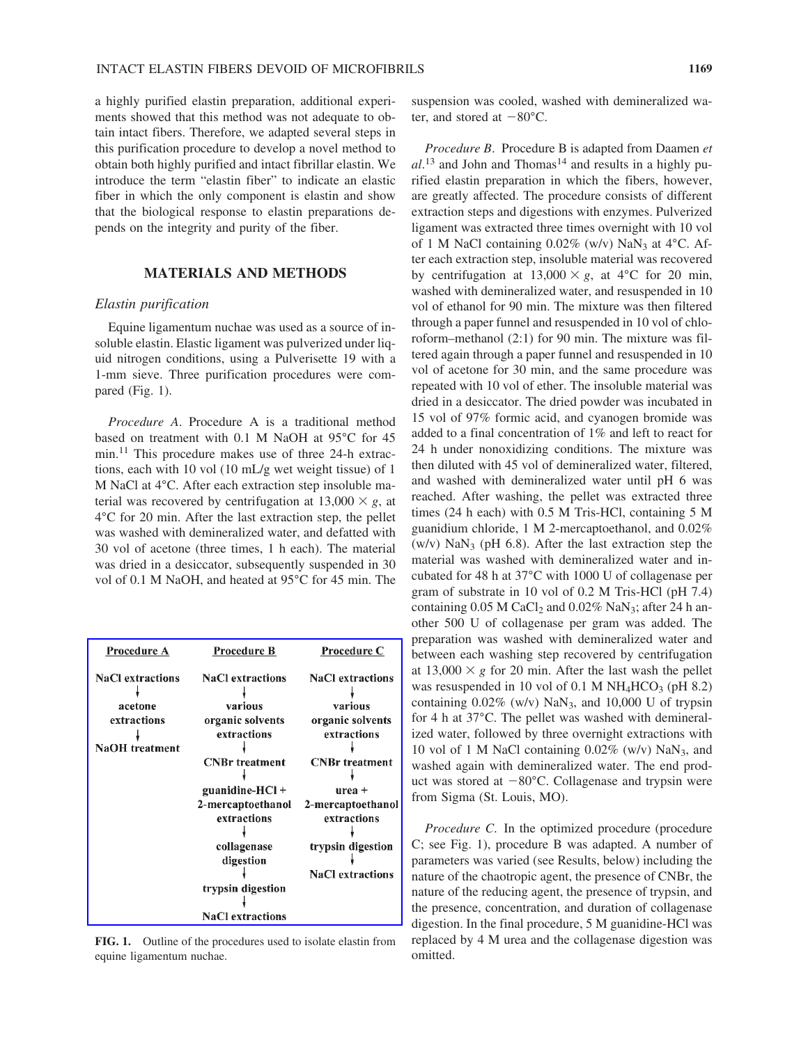a highly purified elastin preparation, additional experiments showed that this method was not adequate to obtain intact fibers. Therefore, we adapted several steps in this purification procedure to develop a novel method to obtain both highly purified and intact fibrillar elastin. We introduce the term "elastin fiber" to indicate an elastic fiber in which the only component is elastin and show that the biological response to elastin preparations depends on the integrity and purity of the fiber.

## MATERIALS AND METHODS

### *Elastin purification*

Equine ligamentum nuchae was used as a source of insoluble elastin. Elastic ligament was pulverized under liquid nitrogen conditions, using a Pulverisette 19 with a 1-mm sieve. Three purification procedures were compared (Fig. 1).

*Procedure A*. Procedure A is a traditional method based on treatment with 0.1 M NaOH at 95°C for 45 min.[11] This procedure makes use of three 24-h extractions, each with 10 vol (10 mL/g wet weight tissue) of 1 M NaCl at 4°C. After each extraction step insoluble material was recovered by centrifugation at 13,000 × *g*, at 4°C for 20 min. After the last extraction step, the pellet was washed with demineralized water, and defatted with 30 vol of acetone (three times, 1 h each). The material was dried in a desiccator, subsequently suspended in 30 vol of 0.1 M NaOH, and heated at 95°C for 45 min. The suspension was cooled, washed with demineralized water, and stored at −80°C.

| Procedure A | Procedure B | Procedure C |
|---|---|---|
| NaCl extractions | NaCl extractions | NaCl extractions |
| ↓ | ↓ | ↓ |
| acetone extractions | various organic solvents extractions | various organic solvents extractions |
| ↓ | ↓ | ↓ |
| NaOH treatment | CNBr treatment | CNBr treatment |
| | ↓ | ↓ |
| | guanidine-HCl + 2-mercaptoethanol extractions | urea + 2-mercaptoethanol extractions |
| | ↓ | ↓ |
| | collagenase digestion | trypsin digestion |
| | ↓ | ↓ |
| | trypsin digestion | NaCl extractions |
| | ↓ | |
| | NaCl extractions | |

**FIG. 1.** Outline of the procedures used to isolate elastin from equine ligamentum nuchae.

*Procedure B*. Procedure B is adapted from Daamen *et al.*[13] and John and Thomas[14] and results in a highly purified elastin preparation in which the fibers, however, are greatly affected. The procedure consists of different extraction steps and digestions with enzymes. Pulverized ligament was extracted three times overnight with 10 vol of 1 M NaCl containing 0.02% (w/v) $NaN_3$ at 4°C. After each extraction step, insoluble material was recovered by centrifugation at 13,000 × *g*, at 4°C for 20 min, washed with demineralized water, and resuspended in 10 vol of ethanol for 90 min. The mixture was then filtered through a paper funnel and resuspended in 10 vol of chloroform–methanol (2:1) for 90 min. The mixture was filtered again through a paper funnel and resuspended in 10 vol of acetone for 30 min, and the same procedure was repeated with 10 vol of ether. The insoluble material was dried in a desiccator. The dried powder was incubated in 15 vol of 97% formic acid, and cyanogen bromide was added to a final concentration of 1% and left to react for 24 h under nonoxidizing conditions. The mixture was then diluted with 45 vol of demineralized water, filtered, and washed with demineralized water until pH 6 was reached. After washing, the pellet was extracted three times (24 h each) with 0.5 M Tris-HCl, containing 5 M guanidium chloride, 1 M 2-mercaptoethanol, and 0.02% (w/v) $NaN_3$ (pH 6.8). After the last extraction step the material was washed with demineralized water and incubated for 48 h at 37°C with 1000 U of collagenase per gram of substrate in 10 vol of 0.2 M Tris-HCl (pH 7.4) containing 0.05 M $CaCl_2$ and 0.02% $NaN_3$; after 24 h another 500 U of collagenase per gram was added. The preparation was washed with demineralized water and between each washing step recovered by centrifugation at 13,000 × *g* for 20 min. After the last wash the pellet was resuspended in 10 vol of 0.1 M $NH_4HCO_3$ (pH 8.2) containing 0.02% (w/v) $NaN_3$, and 10,000 U of trypsin for 4 h at 37°C. The pellet was washed with demineralized water, followed by three overnight extractions with 10 vol of 1 M NaCl containing 0.02% (w/v) $NaN_3$, and washed again with demineralized water. The end product was stored at −80°C. Collagenase and trypsin were from Sigma (St. Louis, MO).

*Procedure C*. In the optimized procedure (procedure C; see Fig. 1), procedure B was adapted. A number of parameters was varied (see Results, below) including the nature of the chaotropic agent, the presence of CNBr, the nature of the reducing agent, the presence of trypsin, and the presence, concentration, and duration of collagenase digestion. In the final procedure, 5 M guanidine-HCl was replaced by 4 M urea and the collagenase digestion was omitted.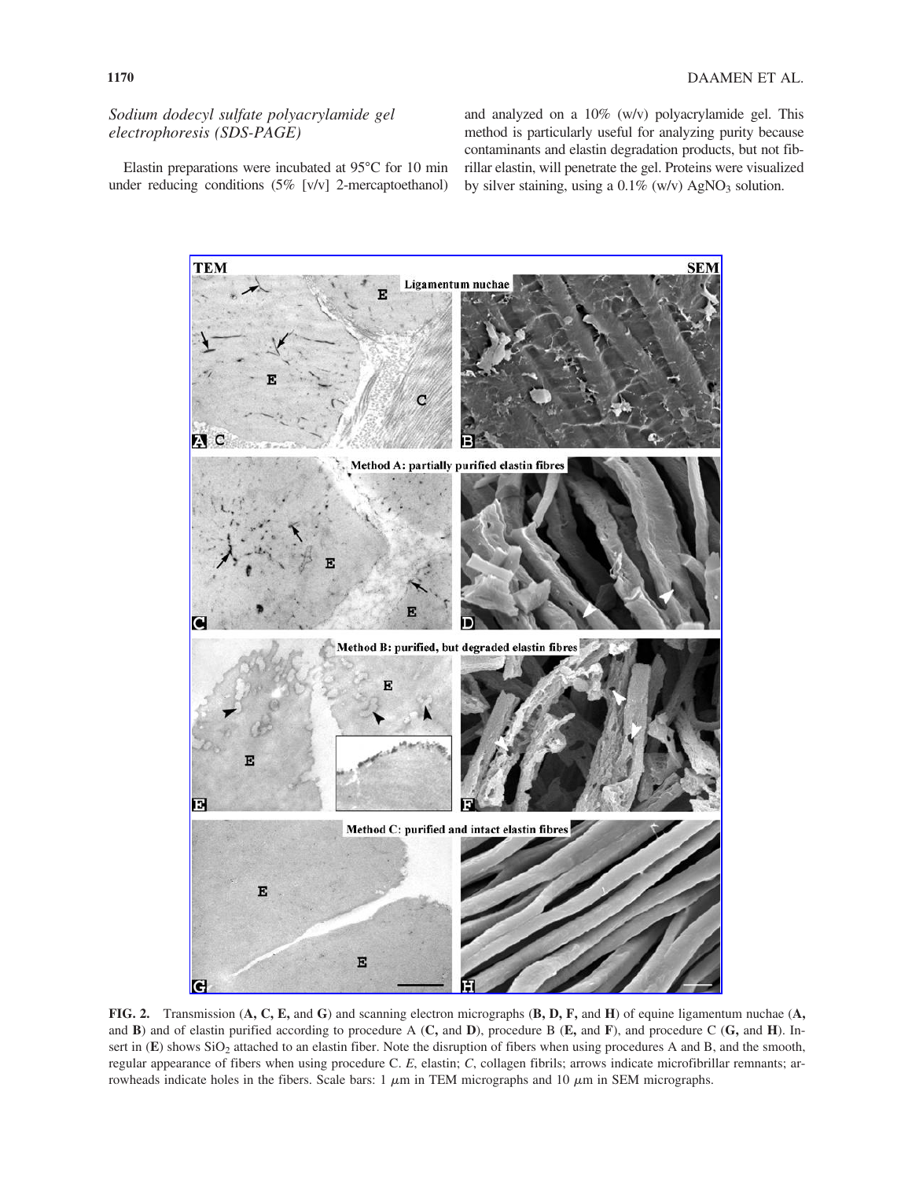### *Sodium dodecyl sulfate polyacrylamide gel electrophoresis (SDS-PAGE)*

Elastin preparations were incubated at 95°C for 10 min under reducing conditions (5% [v/v] 2-mercaptoethanol) and analyzed on a 10% (w/v) polyacrylamide gel. This method is particularly useful for analyzing purity because contaminants and elastin degradation products, but not fibrillar elastin, will penetrate the gel. Proteins were visualized by silver staining, using a 0.1% (w/v) $AgNO_3$ solution.

**FIG. 2.** Transmission (**A, C, E,** and **G**) and scanning electron micrographs (**B, D, F,** and **H**) of equine ligamentum nuchae (**A,** and **B**) and of elastin purified according to procedure A (**C,** and **D**), procedure B (**E,** and **F**), and procedure C (**G,** and **H**). Insert in (**E**) shows $SiO_2$ attached to an elastin fiber. Note the disruption of fibers when using procedures A and B, and the smooth, regular appearance of fibers when using procedure C. *E*, elastin; *C*, collagen fibrils; arrows indicate microfibrillar remnants; arrowheads indicate holes in the fibers. Scale bars: 1 $\mu$m in TEM micrographs and 10 $\mu$m in SEM micrographs.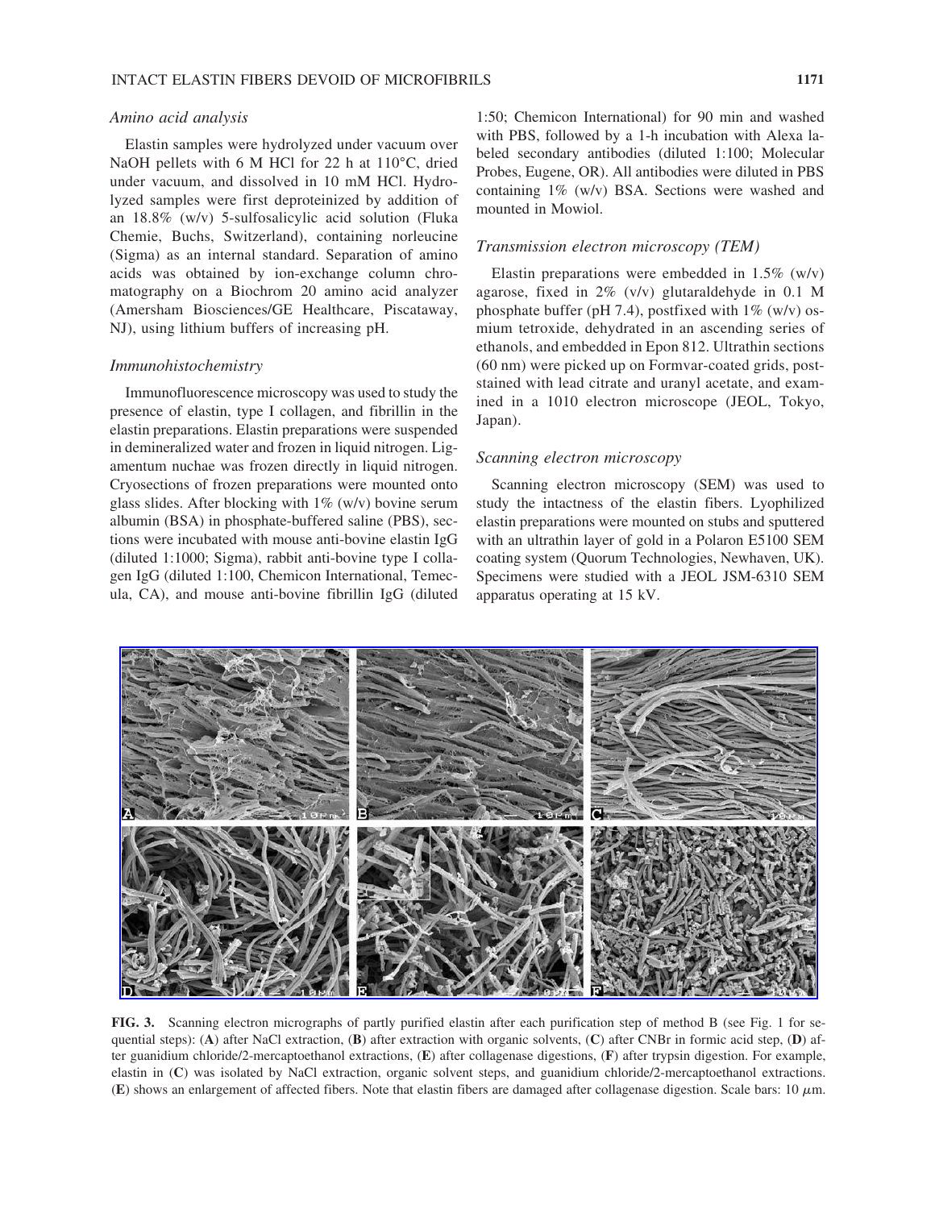### *Amino acid analysis*

Elastin samples were hydrolyzed under vacuum over NaOH pellets with 6 M HCl for 22 h at 110°C, dried under vacuum, and dissolved in 10 mM HCl. Hydrolyzed samples were first deproteinized by addition of an 18.8% (w/v) 5-sulfosalicylic acid solution (Fluka Chemie, Buchs, Switzerland), containing norleucine (Sigma) as an internal standard. Separation of amino acids was obtained by ion-exchange column chromatography on a Biochrom 20 amino acid analyzer (Amersham Biosciences/GE Healthcare, Piscataway, NJ), using lithium buffers of increasing pH.

### *Immunohistochemistry*

Immunofluorescence microscopy was used to study the presence of elastin, type I collagen, and fibrillin in the elastin preparations. Elastin preparations were suspended in demineralized water and frozen in liquid nitrogen. Ligamentum nuchae was frozen directly in liquid nitrogen. Cryosections of frozen preparations were mounted onto glass slides. After blocking with 1% (w/v) bovine serum albumin (BSA) in phosphate-buffered saline (PBS), sections were incubated with mouse anti-bovine elastin IgG (diluted 1:1000; Sigma), rabbit anti-bovine type I collagen IgG (diluted 1:100, Chemicon International, Temecula, CA), and mouse anti-bovine fibrillin IgG (diluted 1:50; Chemicon International) for 90 min and washed with PBS, followed by a 1-h incubation with Alexa labeled secondary antibodies (diluted 1:100; Molecular Probes, Eugene, OR). All antibodies were diluted in PBS containing 1% (w/v) BSA. Sections were washed and mounted in Mowiol.

### *Transmission electron microscopy (TEM)*

Elastin preparations were embedded in 1.5% (w/v) agarose, fixed in 2% (v/v) glutaraldehyde in 0.1 M phosphate buffer (pH 7.4), postfixed with 1% (w/v) osmium tetroxide, dehydrated in an ascending series of ethanols, and embedded in Epon 812. Ultrathin sections (60 nm) were picked up on Formvar-coated grids, poststained with lead citrate and uranyl acetate, and examined in a 1010 electron microscope (JEOL, Tokyo, Japan).

### *Scanning electron microscopy*

Scanning electron microscopy (SEM) was used to study the intactness of the elastin fibers. Lyophilized elastin preparations were mounted on stubs and sputtered with an ultrathin layer of gold in a Polaron E5100 SEM coating system (Quorum Technologies, Newhaven, UK). Specimens were studied with a JEOL JSM-6310 SEM apparatus operating at 15 kV.

**FIG. 3.** Scanning electron micrographs of partly purified elastin after each purification step of method B (see Fig. 1 for sequential steps): (**A**) after NaCl extraction, (**B**) after extraction with organic solvents, (**C**) after CNBr in formic acid step, (**D**) after guanidium chloride/2-mercaptoethanol extractions, (**E**) after collagenase digestions, (**F**) after trypsin digestion. For example, elastin in (**C**) was isolated by NaCl extraction, organic solvent steps, and guanidium chloride/2-mercaptoethanol extractions. (**E**) shows an enlargement of affected fibers. Note that elastin fibers are damaged after collagenase digestion. Scale bars: 10 $\mu$m.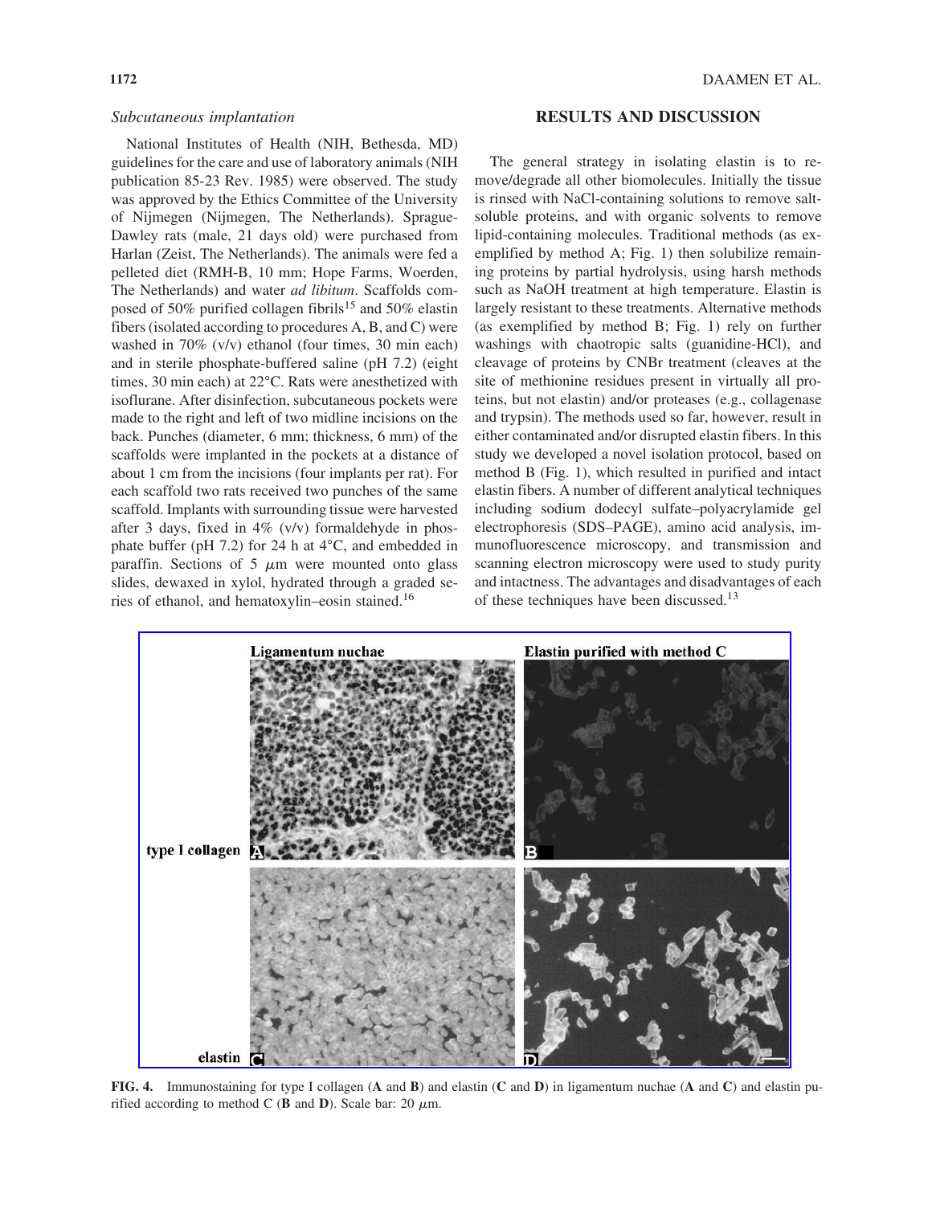### *Subcutaneous implantation*

National Institutes of Health (NIH, Bethesda, MD) guidelines for the care and use of laboratory animals (NIH publication 85-23 Rev. 1985) were observed. The study was approved by the Ethics Committee of the University of Nijmegen (Nijmegen, The Netherlands). Sprague-Dawley rats (male, 21 days old) were purchased from Harlan (Zeist, The Netherlands). The animals were fed a pelleted diet (RMH-B, 10 mm; Hope Farms, Woerden, The Netherlands) and water *ad libitum*. Scaffolds composed of 50% purified collagen fibrils[15] and 50% elastin fibers (isolated according to procedures A, B, and C) were washed in 70% (v/v) ethanol (four times, 30 min each) and in sterile phosphate-buffered saline (pH 7.2) (eight times, 30 min each) at 22°C. Rats were anesthetized with isoflurane. After disinfection, subcutaneous pockets were made to the right and left of two midline incisions on the back. Punches (diameter, 6 mm; thickness, 6 mm) of the scaffolds were implanted in the pockets at a distance of about 1 cm from the incisions (four implants per rat). For each scaffold two rats received two punches of the same scaffold. Implants with surrounding tissue were harvested after 3 days, fixed in 4% (v/v) formaldehyde in phosphate buffer (pH 7.2) for 24 h at 4°C, and embedded in paraffin. Sections of 5 $\mu$m were mounted onto glass slides, dewaxed in xylol, hydrated through a graded series of ethanol, and hematoxylin–eosin stained.[16]

## RESULTS AND DISCUSSION

The general strategy in isolating elastin is to remove/degrade all other biomolecules. Initially the tissue is rinsed with NaCl-containing solutions to remove salt-soluble proteins, and with organic solvents to remove lipid-containing molecules. Traditional methods (as exemplified by method A; Fig. 1) then solubilize remaining proteins by partial hydrolysis, using harsh methods such as NaOH treatment at high temperature. Elastin is largely resistant to these treatments. Alternative methods (as exemplified by method B; Fig. 1) rely on further washings with chaotropic salts (guanidine-HCl), and cleavage of proteins by CNBr treatment (cleaves at the site of methionine residues present in virtually all proteins, but not elastin) and/or proteases (e.g., collagenase and trypsin). The methods used so far, however, result in either contaminated and/or disrupted elastin fibers. In this study we developed a novel isolation protocol, based on method B (Fig. 1), which resulted in purified and intact elastin fibers. A number of different analytical techniques including sodium dodecyl sulfate–polyacrylamide gel electrophoresis (SDS–PAGE), amino acid analysis, immunofluorescence microscopy, and transmission and scanning electron microscopy were used to study purity and intactness. The advantages and disadvantages of each of these techniques have been discussed.[13]

**FIG. 4.** Immunostaining for type I collagen (**A** and **B**) and elastin (**C** and **D**) in ligamentum nuchae (**A** and **C**) and elastin purified according to method C (**B** and **D**). Scale bar: 20 $\mu$m.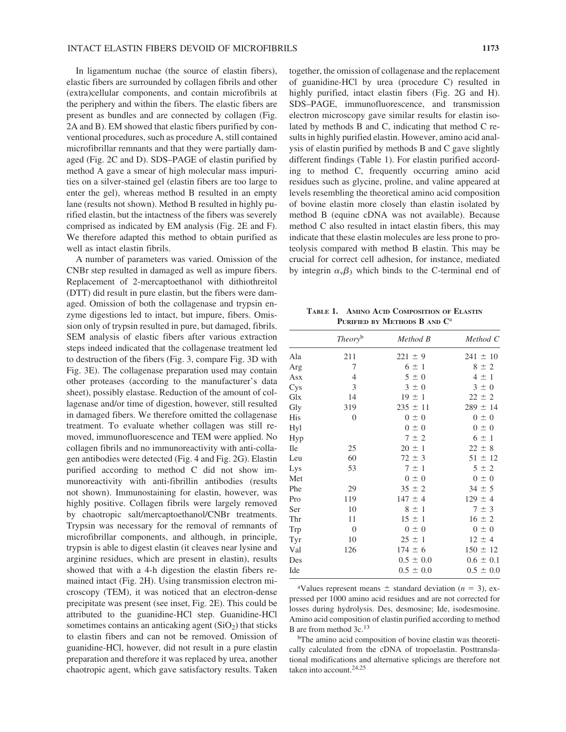In ligamentum nuchae (the source of elastin fibers), elastic fibers are surrounded by collagen fibrils and other (extra)cellular components, and contain microfibrils at the periphery and within the fibers. The elastic fibers are present as bundles and are connected by collagen (Fig. 2A and B). EM showed that elastic fibers purified by conventional procedures, such as procedure A, still contained microfibrillar remnants and that they were partially damaged (Fig. 2C and D). SDS–PAGE of elastin purified by method A gave a smear of high molecular mass impurities on a silver-stained gel (elastin fibers are too large to enter the gel), whereas method B resulted in an empty lane (results not shown). Method B resulted in highly purified elastin, but the intactness of the fibers was severely comprised as indicated by EM analysis (Fig. 2E and F). We therefore adapted this method to obtain purified as well as intact elastin fibrils.

A number of parameters was varied. Omission of the CNBr step resulted in damaged as well as impure fibers. Replacement of 2-mercaptoethanol with dithiothreitol (DTT) did result in pure elastin, but the fibers were damaged. Omission of both the collagenase and trypsin enzyme digestions led to intact, but impure, fibers. Omission only of trypsin resulted in pure, but damaged, fibrils. SEM analysis of elastic fibers after various extraction steps indeed indicated that the collagenase treatment led to destruction of the fibers (Fig. 3, compare Fig. 3D with Fig. 3E). The collagenase preparation used may contain other proteases (according to the manufacturer's data sheet), possibly elastase. Reduction of the amount of collagenase and/or time of digestion, however, still resulted in damaged fibers. We therefore omitted the collagenase treatment. To evaluate whether collagen was still removed, immunofluorescence and TEM were applied. No collagen fibrils and no immunoreactivity with anti-collagen antibodies were detected (Fig. 4 and Fig. 2G). Elastin purified according to method C did not show immunoreactivity with anti-fibrillin antibodies (results not shown). Immunostaining for elastin, however, was highly positive. Collagen fibrils were largely removed by chaotropic salt/mercaptoethanol/CNBr treatments. Trypsin was necessary for the removal of remnants of microfibrillar components, and although, in principle, trypsin is able to digest elastin (it cleaves near lysine and arginine residues, which are present in elastin), results showed that with a 4-h digestion the elastin fibers remained intact (Fig. 2H). Using transmission electron microscopy (TEM), it was noticed that an electron-dense precipitate was present (see inset, Fig. 2E). This could be attributed to the guanidine-HCl step. Guanidine-HCl sometimes contains an anticaking agent ($SiO_2$) that sticks to elastin fibers and can not be removed. Omission of guanidine-HCl, however, did not result in a pure elastin preparation and therefore it was replaced by urea, another chaotropic agent, which gave satisfactory results. Taken together, the omission of collagenase and the replacement of guanidine-HCl by urea (procedure C) resulted in highly purified, intact elastin fibers (Fig. 2G and H). SDS–PAGE, immunofluorescence, and transmission electron microscopy gave similar results for elastin isolated by methods B and C, indicating that method C results in highly purified elastin. However, amino acid analysis of elastin purified by methods B and C gave slightly different findings (Table 1). For elastin purified according to method C, frequently occurring amino acid residues such as glycine, proline, and valine appeared at levels resembling the theoretical amino acid composition of bovine elastin more closely than elastin isolated by method B (equine cDNA was not available). Because method C also resulted in intact elastin fibers, this may indicate that these elastin molecules are less prone to proteolysis compared with method B elastin. This may be crucial for correct cell adhesion, for instance, mediated by integrin $\alpha_v\beta_3$ which binds to the C-terminal end of

**Table 1. Amino Acid Composition of Elastin Purified by Methods B and C**[a]

| | *Theory*[b] | *Method B* | *Method C* |
|---|---|---|---|
| Ala | 211 | 221 ± 9 | 241 ± 10 |
| Arg | 7 | 6 ± 1 | 8 ± 2 |
| Asx | 4 | 5 ± 0 | 4 ± 1 |
| Cys | 3 | 3 ± 0 | 3 ± 0 |
| Glx | 14 | 19 ± 1 | 22 ± 2 |
| Gly | 319 | 235 ± 11 | 289 ± 14 |
| His | 0 | 0 ± 0 | 0 ± 0 |
| Hyl | | 0 ± 0 | 0 ± 0 |
| Hyp | | 7 ± 2 | 6 ± 1 |
| Ile | 25 | 20 ± 1 | 22 ± 8 |
| Leu | 60 | 72 ± 3 | 51 ± 12 |
| Lys | 53 | 7 ± 1 | 5 ± 2 |
| Met | | 0 ± 0 | 0 ± 0 |
| Phe | 29 | 35 ± 2 | 34 ± 5 |
| Pro | 119 | 147 ± 4 | 129 ± 4 |
| Ser | 10 | 8 ± 1 | 7 ± 3 |
| Thr | 11 | 15 ± 1 | 16 ± 2 |
| Trp | 0 | 0 ± 0 | 0 ± 0 |
| Tyr | 10 | 25 ± 1 | 12 ± 4 |
| Val | 126 | 174 ± 6 | 150 ± 12 |
| Des | | 0.5 ± 0.0 | 0.6 ± 0.1 |
| Ide | | 0.5 ± 0.0 | 0.5 ± 0.0 |

[a]Values represent means ± standard deviation ($n = 3$), expressed per 1000 amino acid residues and are not corrected for losses during hydrolysis. Des, desmosine; Ide, isodesmosine. Amino acid composition of elastin purified according to method B are from method 3c.[13]

[b]The amino acid composition of bovine elastin was theoretically calculated from the cDNA of tropoelastin. Posttranslational modifications and alternative splicings are therefore not taken into account.[24,25]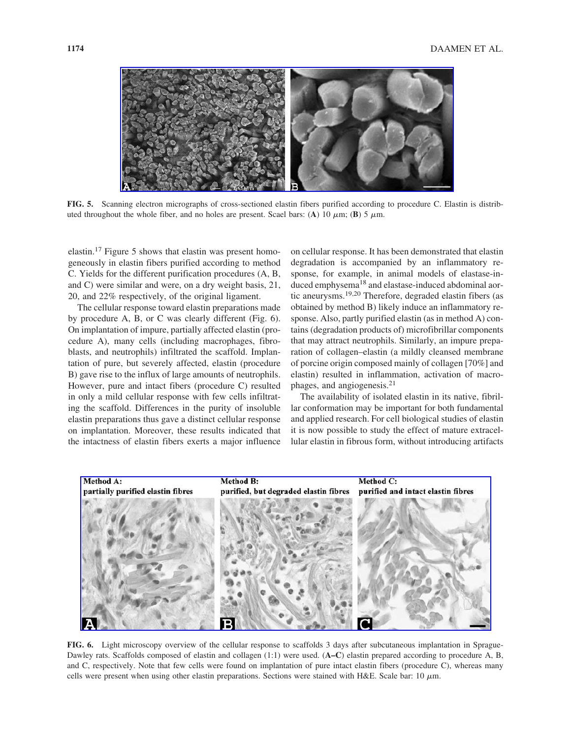FIG. 5. Scanning electron micrographs of cross-sectioned elastin fibers purified according to procedure C. Elastin is distributed throughout the whole fiber, and no holes are present. Scael bars: (**A**) 10 $\mu$m; (**B**) 5 $\mu$m.

elastin.[17] Figure 5 shows that elastin was present homogeneously in elastin fibers purified according to method C. Yields for the different purification procedures (A, B, and C) were similar and were, on a dry weight basis, 21, 20, and 22% respectively, of the original ligament.

The cellular response toward elastin preparations made by procedure A, B, or C was clearly different (Fig. 6). On implantation of impure, partially affected elastin (procedure A), many cells (including macrophages, fibroblasts, and neutrophils) infiltrated the scaffold. Implantation of pure, but severely affected, elastin (procedure B) gave rise to the influx of large amounts of neutrophils. However, pure and intact fibers (procedure C) resulted in only a mild cellular response with few cells infiltrating the scaffold. Differences in the purity of insoluble elastin preparations thus gave a distinct cellular response on implantation. Moreover, these results indicated that the intactness of elastin fibers exerts a major influence on cellular response. It has been demonstrated that elastin degradation is accompanied by an inflammatory response, for example, in animal models of elastase-induced emphysema[18] and elastase-induced abdominal aortic aneurysms.[19,20] Therefore, degraded elastin fibers (as obtained by method B) likely induce an inflammatory response. Also, partly purified elastin (as in method A) contains (degradation products of) microfibrillar components that may attract neutrophils. Similarly, an impure preparation of collagen–elastin (a mildly cleansed membrane of porcine origin composed mainly of collagen [70%] and elastin) resulted in inflammation, activation of macrophages, and angiogenesis.[21]

The availability of isolated elastin in its native, fibrillar conformation may be important for both fundamental and applied research. For cell biological studies of elastin it is now possible to study the effect of mature extracellular elastin in fibrous form, without introducing artifacts

FIG. 6. Light microscopy overview of the cellular response to scaffolds 3 days after subcutaneous implantation in Sprague-Dawley rats. Scaffolds composed of elastin and collagen (1:1) were used. (**A–C**) elastin prepared according to procedure A, B, and C, respectively. Note that few cells were found on implantation of pure intact elastin fibers (procedure C), whereas many cells were present when using other elastin preparations. Sections were stained with H&E. Scale bar: 10 $\mu$m.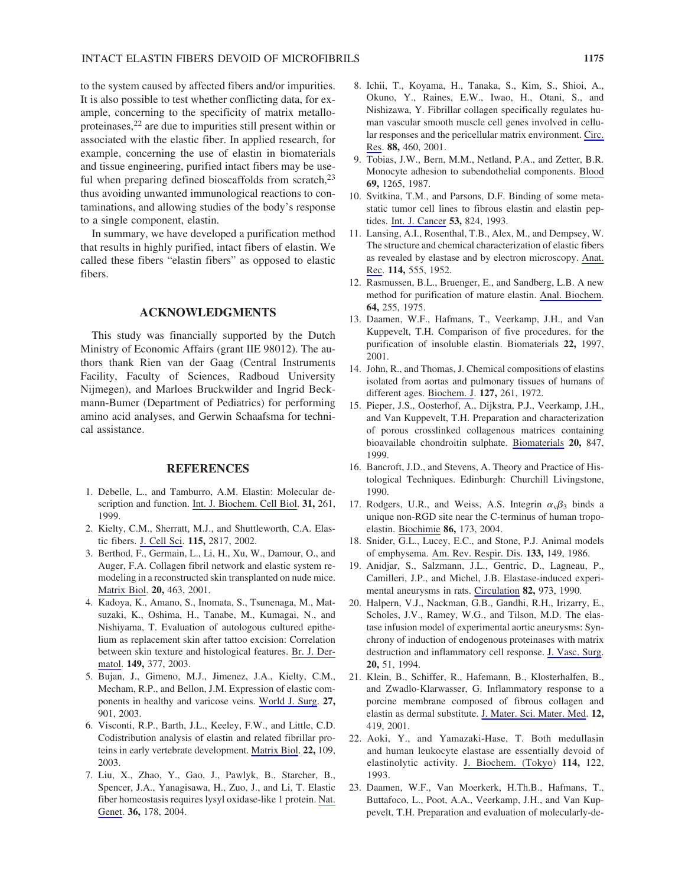to the system caused by affected fibers and/or impurities. It is also possible to test whether conflicting data, for example, concerning to the specificity of matrix metalloproteinases,[22] are due to impurities still present within or associated with the elastic fiber. In applied research, for example, concerning the use of elastin in biomaterials and tissue engineering, purified intact fibers may be useful when preparing defined bioscaffolds from scratch,[23] thus avoiding unwanted immunological reactions to contaminations, and allowing studies of the body's response to a single component, elastin.

In summary, we have developed a purification method that results in highly purified, intact fibers of elastin. We called these fibers "elastin fibers" as opposed to elastic fibers.

## ACKNOWLEDGMENTS

This study was financially supported by the Dutch Ministry of Economic Affairs (grant IIE 98012). The authors thank Rien van der Gaag (Central Instruments Facility, Faculty of Sciences, Radboud University Nijmegen), and Marloes Bruckwilder and Ingrid Beckmann-Bumer (Department of Pediatrics) for performing amino acid analyses, and Gerwin Schaafsma for technical assistance.

## REFERENCES

1. Debelle, L., and Tamburro, A.M. Elastin: Molecular description and function. Int. J. Biochem. Cell Biol. **31,** 261, 1999.
2. Kielty, C.M., Sherratt, M.J., and Shuttleworth, C.A. Elastic fibers. J. Cell Sci. **115,** 2817, 2002.
3. Berthod, F., Germain, L., Li, H., Xu, W., Damour, O., and Auger, F.A. Collagen fibril network and elastic system remodeling in a reconstructed skin transplanted on nude mice. Matrix Biol. **20,** 463, 2001.
4. Kadoya, K., Amano, S., Inomata, S., Tsunenaga, M., Matsuzaki, K., Oshima, H., Tanabe, M., Kumagai, N., and Nishiyama, T. Evaluation of autologous cultured epithelium as replacement skin after tattoo excision: Correlation between skin texture and histological features. Br. J. Dermatol. **149,** 377, 2003.
5. Bujan, J., Gimeno, M.J., Jimenez, J.A., Kielty, C.M., Mecham, R.P., and Bellon, J.M. Expression of elastic components in healthy and varicose veins. World J. Surg. **27,** 901, 2003.
6. Visconti, R.P., Barth, J.L., Keeley, F.W., and Little, C.D. Codistribution analysis of elastin and related fibrillar proteins in early vertebrate development. Matrix Biol. **22,** 109, 2003.
7. Liu, X., Zhao, Y., Gao, J., Pawlyk, B., Starcher, B., Spencer, J.A., Yanagisawa, H., Zuo, J., and Li, T. Elastic fiber homeostasis requires lysyl oxidase-like 1 protein. Nat. Genet. **36,** 178, 2004.
8. Ichii, T., Koyama, H., Tanaka, S., Kim, S., Shioi, A., Okuno, Y., Raines, E.W., Iwao, H., Otani, S., and Nishizawa, Y. Fibrillar collagen specifically regulates human vascular smooth muscle cell genes involved in cellular responses and the pericellular matrix environment. Circ. Res. **88,** 460, 2001.
9. Tobias, J.W., Bern, M.M., Netland, P.A., and Zetter, B.R. Monocyte adhesion to subendothelial components. Blood **69,** 1265, 1987.
10. Svitkina, T.M., and Parsons, D.F. Binding of some metastatic tumor cell lines to fibrous elastin and elastin peptides. Int. J. Cancer **53,** 824, 1993.
11. Lansing, A.I., Rosenthal, T.B., Alex, M., and Dempsey, W. The structure and chemical characterization of elastic fibers as revealed by elastase and by electron microscopy. Anat. Rec. **114,** 555, 1952.
12. Rasmussen, B.L., Bruenger, E., and Sandberg, L.B. A new method for purification of mature elastin. Anal. Biochem. **64,** 255, 1975.
13. Daamen, W.F., Hafmans, T., Veerkamp, J.H., and Van Kuppevelt, T.H. Comparison of five procedures. for the purification of insoluble elastin. Biomaterials **22,** 1997, 2001.
14. John, R., and Thomas, J. Chemical compositions of elastins isolated from aortas and pulmonary tissues of humans of different ages. Biochem. J. **127,** 261, 1972.
15. Pieper, J.S., Oosterhof, A., Dijkstra, P.J., Veerkamp, J.H., and Van Kuppevelt, T.H. Preparation and characterization of porous crosslinked collagenous matrices containing bioavailable chondroitin sulphate. Biomaterials **20,** 847, 1999.
16. Bancroft, J.D., and Stevens, A. Theory and Practice of Histological Techniques. Edinburgh: Churchill Livingstone, 1990.
17. Rodgers, U.R., and Weiss, A.S. Integrin $\alpha_v\beta_3$ binds a unique non-RGD site near the C-terminus of human tropoelastin. Biochimie **86,** 173, 2004.
18. Snider, G.L., Lucey, E.C., and Stone, P.J. Animal models of emphysema. Am. Rev. Respir. Dis. **133,** 149, 1986.
19. Anidjar, S., Salzmann, J.L., Gentric, D., Lagneau, P., Camilleri, J.P., and Michel, J.B. Elastase-induced experimental aneurysms in rats. Circulation **82,** 973, 1990.
20. Halpern, V.J., Nackman, G.B., Gandhi, R.H., Irizarry, E., Scholes, J.V., Ramey, W.G., and Tilson, M.D. The elastase infusion model of experimental aortic aneurysms: Synchrony of induction of endogenous proteinases with matrix destruction and inflammatory cell response. J. Vasc. Surg. **20,** 51, 1994.
21. Klein, B., Schiffer, R., Hafemann, B., Klosterhalfen, B., and Zwadlo-Klarwasser, G. Inflammatory response to a porcine membrane composed of fibrous collagen and elastin as dermal substitute. J. Mater. Sci. Mater. Med. **12,** 419, 2001.
22. Aoki, Y., and Yamazaki-Hase, T. Both medullasin and human leukocyte elastase are essentially devoid of elastinolytic activity. J. Biochem. (Tokyo) **114,** 122, 1993.
23. Daamen, W.F., Van Moerkerk, H.Th.B., Hafmans, T., Buttafoco, L., Poot, A.A., Veerkamp, J.H., and Van Kuppevelt, T.H. Preparation and evaluation of molecularly-de-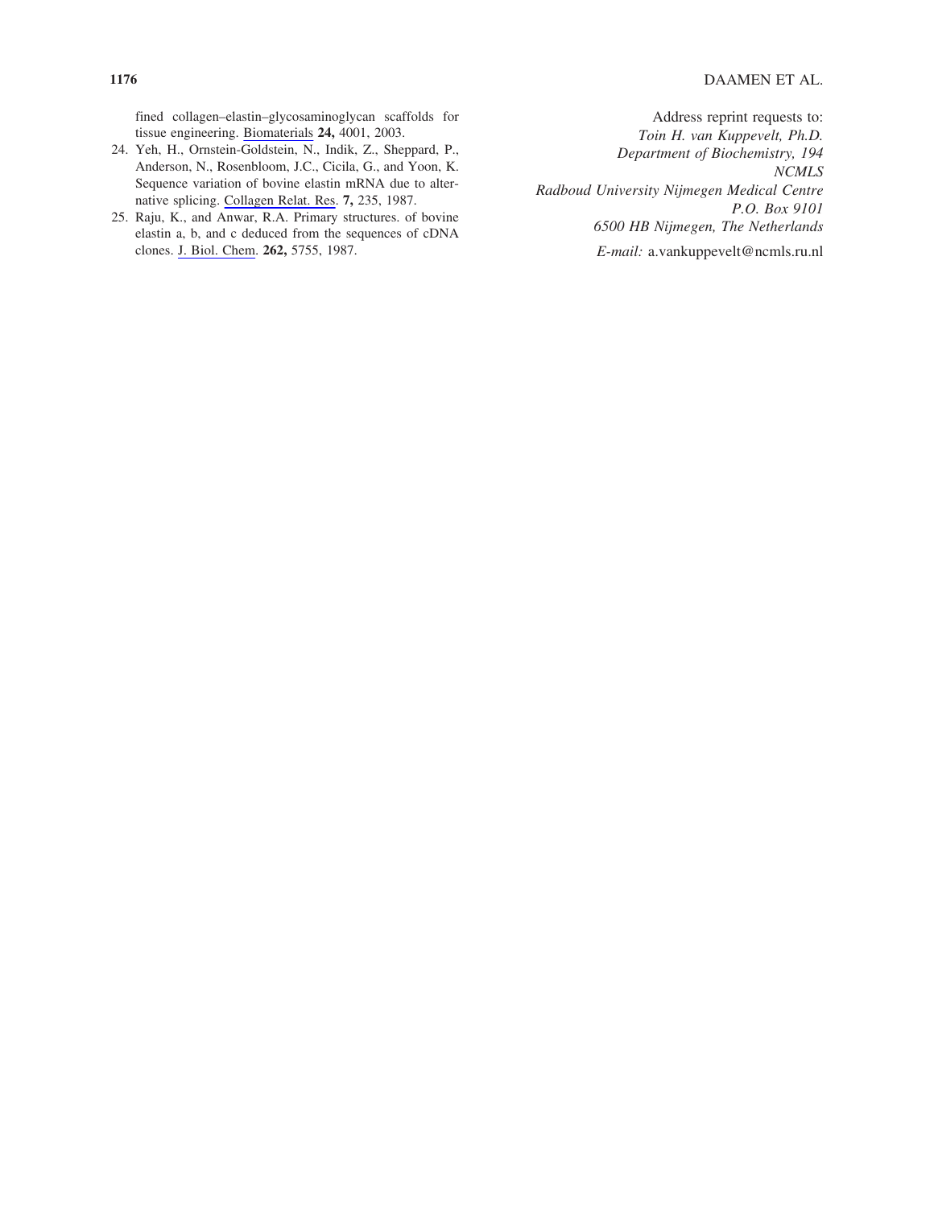fined collagen–elastin–glycosaminoglycan scaffolds for tissue engineering. Biomaterials **24,** 4001, 2003.

24. Yeh, H., Ornstein-Goldstein, N., Indik, Z., Sheppard, P., Anderson, N., Rosenbloom, J.C., Cicila, G., and Yoon, K. Sequence variation of bovine elastin mRNA due to alternative splicing. Collagen Relat. Res. **7,** 235, 1987.
25. Raju, K., and Anwar, R.A. Primary structures. of bovine elastin a, b, and c deduced from the sequences of cDNA clones. J. Biol. Chem. **262,** 5755, 1987.

Address reprint requests to:
*Toin H. van Kuppevelt, Ph.D.*
*Department of Biochemistry, 194*
*NCMLS*
*Radboud University Nijmegen Medical Centre*
*P.O. Box 9101*
*6500 HB Nijmegen, The Netherlands*

*E-mail:* a.vankuppevelt@ncmls.ru.nl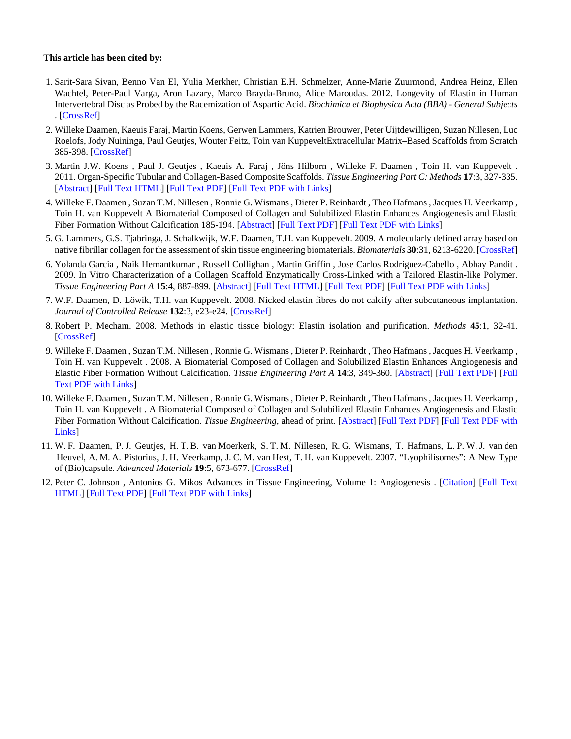**This article has been cited by:**

1. Sarit-Sara Sivan, Benno Van El, Yulia Merkher, Christian E.H. Schmelzer, Anne-Marie Zuurmond, Andrea Heinz, Ellen Wachtel, Peter-Paul Varga, Aron Lazary, Marco Brayda-Bruno, Alice Maroudas. 2012. Longevity of Elastin in Human Intervertebral Disc as Probed by the Racemization of Aspartic Acid. *Biochimica et Biophysica Acta (BBA) - General Subjects* . [CrossRef]
2. Willeke Daamen, Kaeuis Faraj, Martin Koens, Gerwen Lammers, Katrien Brouwer, Peter Uijtdewilligen, Suzan Nillesen, Luc Roelofs, Jody Nuininga, Paul Geutjes, Wouter Feitz, Toin van KuppeveltExtracellular Matrix–Based Scaffolds from Scratch 385-398. [CrossRef]
3. Martin J.W. Koens , Paul J. Geutjes , Kaeuis A. Faraj , Jöns Hilborn , Willeke F. Daamen , Toin H. van Kuppevelt . 2011. Organ-Specific Tubular and Collagen-Based Composite Scaffolds. *Tissue Engineering Part C: Methods* **17**:3, 327-335. [Abstract] [Full Text HTML] [Full Text PDF] [Full Text PDF with Links]
4. Willeke F. Daamen , Suzan T.M. Nillesen , Ronnie G. Wismans , Dieter P. Reinhardt , Theo Hafmans , Jacques H. Veerkamp , Toin H. van Kuppevelt A Biomaterial Composed of Collagen and Solubilized Elastin Enhances Angiogenesis and Elastic Fiber Formation Without Calcification 185-194. [Abstract] [Full Text PDF] [Full Text PDF with Links]
5. G. Lammers, G.S. Tjabringa, J. Schalkwijk, W.F. Daamen, T.H. van Kuppevelt. 2009. A molecularly defined array based on native fibrillar collagen for the assessment of skin tissue engineering biomaterials. *Biomaterials* **30**:31, 6213-6220. [CrossRef]
6. Yolanda Garcia , Naik Hemantkumar , Russell Collighan , Martin Griffin , Jose Carlos Rodriguez-Cabello , Abhay Pandit . 2009. In Vitro Characterization of a Collagen Scaffold Enzymatically Cross-Linked with a Tailored Elastin-like Polymer. *Tissue Engineering Part A* **15**:4, 887-899. [Abstract] [Full Text HTML] [Full Text PDF] [Full Text PDF with Links]
7. W.F. Daamen, D. Löwik, T.H. van Kuppevelt. 2008. Nicked elastin fibres do not calcify after subcutaneous implantation. *Journal of Controlled Release* **132**:3, e23-e24. [CrossRef]
8. Robert P. Mecham. 2008. Methods in elastic tissue biology: Elastin isolation and purification. *Methods* **45**:1, 32-41. [CrossRef]
9. Willeke F. Daamen , Suzan T.M. Nillesen , Ronnie G. Wismans , Dieter P. Reinhardt , Theo Hafmans , Jacques H. Veerkamp , Toin H. van Kuppevelt . 2008. A Biomaterial Composed of Collagen and Solubilized Elastin Enhances Angiogenesis and Elastic Fiber Formation Without Calcification. *Tissue Engineering Part A* **14**:3, 349-360. [Abstract] [Full Text PDF] [Full Text PDF with Links]
10. Willeke F. Daamen , Suzan T.M. Nillesen , Ronnie G. Wismans , Dieter P. Reinhardt , Theo Hafmans , Jacques H. Veerkamp , Toin H. van Kuppevelt . A Biomaterial Composed of Collagen and Solubilized Elastin Enhances Angiogenesis and Elastic Fiber Formation Without Calcification. *Tissue Engineering*, ahead of print. [Abstract] [Full Text PDF] [Full Text PDF with Links]
11. W. F. Daamen, P. J. Geutjes, H. T. B. van Moerkerk, S. T. M. Nillesen, R. G. Wismans, T. Hafmans, L. P. W. J. van den Heuvel, A. M. A. Pistorius, J. H. Veerkamp, J. C. M. van Hest, T. H. van Kuppevelt. 2007. "Lyophilisomes": A New Type of (Bio)capsule. *Advanced Materials* **19**:5, 673-677. [CrossRef]
12. Peter C. Johnson , Antonios G. Mikos Advances in Tissue Engineering, Volume 1: Angiogenesis . [Citation] [Full Text HTML] [Full Text PDF] [Full Text PDF with Links]